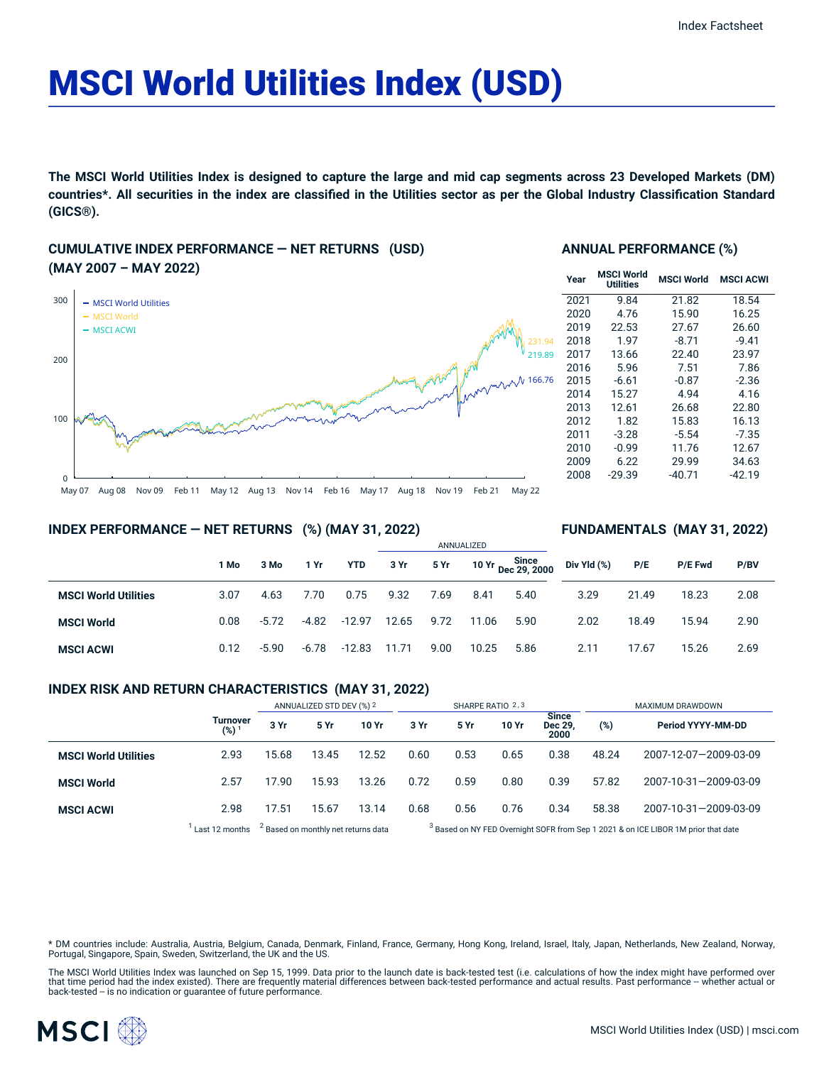Index Factsheet

# MSCI World Utilities Index (USD)

**The MSCI World Utilities Index is designed to capture the large and mid cap segments across 23 Developed Markets (DM) countries*. All securities in the index are classified in the Utilities sector as per the Global Industry Classification Standard (GICS®).**

## CUMULATIVE INDEX PERFORMANCE — NET RETURNS (USD) (MAY 2007 – MAY 2022)

- MSCI World Utilities: 166.76
- MSCI World: 231.94
- MSCI ACWI: 219.89

## ANNUAL PERFORMANCE (%)

| Year | MSCI World Utilities | MSCI World | MSCI ACWI |
|---|---|---|---|
| 2021 | 9.84 | 21.82 | 18.54 |
| 2020 | 4.76 | 15.90 | 16.25 |
| 2019 | 22.53 | 27.67 | 26.60 |
| 2018 | 1.97 | -8.71 | -9.41 |
| 2017 | 13.66 | 22.40 | 23.97 |
| 2016 | 5.96 | 7.51 | 7.86 |
| 2015 | -6.61 | -0.87 | -2.36 |
| 2014 | 15.27 | 4.94 | 4.16 |
| 2013 | 12.61 | 26.68 | 22.80 |
| 2012 | 1.82 | 15.83 | 16.13 |
| 2011 | -3.28 | -5.54 | -7.35 |
| 2010 | -0.99 | 11.76 | 12.67 |
| 2009 | 6.22 | 29.99 | 34.63 |
| 2008 | -29.39 | -40.71 | -42.19 |

## INDEX PERFORMANCE — NET RETURNS (%) (MAY 31, 2022)

## FUNDAMENTALS (MAY 31, 2022)

| | | | | | ANNUALIZED | | | | | | | |
|---|---|---|---|---|---|---|---|---|---|---|---|---|
| | 1 Mo | 3 Mo | 1 Yr | YTD | 3 Yr | 5 Yr | 10 Yr | Since Dec 29, 2000 | Div Yld (%) | P/E | P/E Fwd | P/BV |
| **MSCI World Utilities** | 3.07 | 4.63 | 7.70 | 0.75 | 9.32 | 7.69 | 8.41 | 5.40 | 3.29 | 21.49 | 18.23 | 2.08 |
| **MSCI World** | 0.08 | -5.72 | -4.82 | -12.97 | 12.65 | 9.72 | 11.06 | 5.90 | 2.02 | 18.49 | 15.94 | 2.90 |
| **MSCI ACWI** | 0.12 | -5.90 | -6.78 | -12.83 | 11.71 | 9.00 | 10.25 | 5.86 | 2.11 | 17.67 | 15.26 | 2.69 |

## INDEX RISK AND RETURN CHARACTERISTICS (MAY 31, 2022)

| | | ANNUALIZED STD DEV (%) [2] | | | SHARPE RATIO [2,3] | | | | MAXIMUM DRAWDOWN | |
|---|---|---|---|---|---|---|---|---|---|---|
| | Turnover (%) [1] | 3 Yr | 5 Yr | 10 Yr | 3 Yr | 5 Yr | 10 Yr | Since Dec 29, 2000 | (%) | Period YYYY-MM-DD |
| **MSCI World Utilities** | 2.93 | 15.68 | 13.45 | 12.52 | 0.60 | 0.53 | 0.65 | 0.38 | 48.24 | 2007-12-07—2009-03-09 |
| **MSCI World** | 2.57 | 17.90 | 15.93 | 13.26 | 0.72 | 0.59 | 0.80 | 0.39 | 57.82 | 2007-10-31—2009-03-09 |
| **MSCI ACWI** | 2.98 | 17.51 | 15.67 | 13.14 | 0.68 | 0.56 | 0.76 | 0.34 | 58.38 | 2007-10-31—2009-03-09 |

[1] Last 12 months [2] Based on monthly net returns data [3] Based on NY FED Overnight SOFR from Sep 1 2021 & on ICE LIBOR 1M prior that date

* DM countries include: Australia, Austria, Belgium, Canada, Denmark, Finland, France, Germany, Hong Kong, Ireland, Israel, Italy, Japan, Netherlands, New Zealand, Norway, Portugal, Singapore, Spain, Sweden, Switzerland, the UK and the US.

The MSCI World Utilities Index was launched on Sep 15, 1999. Data prior to the launch date is back-tested test (i.e. calculations of how the index might have performed over that time period had the index existed). There are frequently material differences between back-tested performance and actual results. Past performance -- whether actual or back-tested -- is no indication or guarantee of future performance.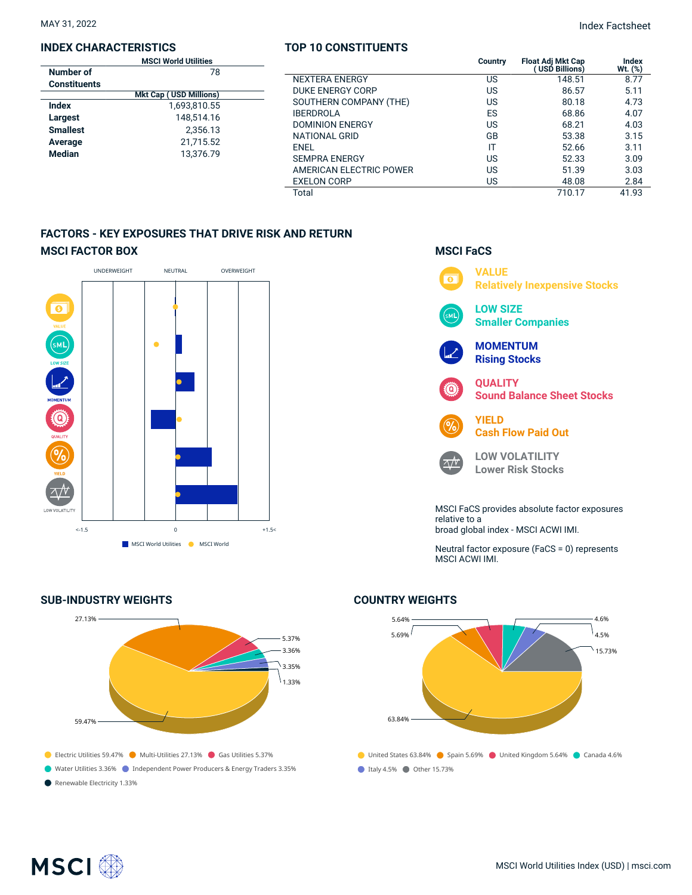MAY 31, 2022

Index Factsheet

## INDEX CHARACTERISTICS

| | MSCI World Utilities |
|---|---|
| Number of Constituents | 78 |
| | **Mkt Cap ( USD Millions)** |
| Index | 1,693,810.55 |
| Largest | 148,514.16 |
| Smallest | 2,356.13 |
| Average | 21,715.52 |
| Median | 13,376.79 |

## TOP 10 CONSTITUENTS

| | Country | Float Adj Mkt Cap ( USD Billions) | Index Wt. (%) |
|---|---|---|---|
| NEXTERA ENERGY | US | 148.51 | 8.77 |
| DUKE ENERGY CORP | US | 86.57 | 5.11 |
| SOUTHERN COMPANY (THE) | US | 80.18 | 4.73 |
| IBERDROLA | ES | 68.86 | 4.07 |
| DOMINION ENERGY | US | 68.21 | 4.03 |
| NATIONAL GRID | GB | 53.38 | 3.15 |
| ENEL | IT | 52.66 | 3.11 |
| SEMPRA ENERGY | US | 52.33 | 3.09 |
| AMERICAN ELECTRIC POWER | US | 51.39 | 3.03 |
| EXELON CORP | US | 48.08 | 2.84 |
| Total | | 710.17 | 41.93 |

## FACTORS - KEY EXPOSURES THAT DRIVE RISK AND RETURN

### MSCI FACTOR BOX

UNDERWEIGHT | NEUTRAL | OVERWEIGHT

VALUE, LOW SIZE, MOMENTUM, QUALITY, YIELD, LOW VOLATILITY

<-1.5 | 0 | +1.5<

MSCI World Utilities | MSCI World

### MSCI FaCS

**VALUE**
Relatively Inexpensive Stocks

**LOW SIZE**
Smaller Companies

**MOMENTUM**
Rising Stocks

**QUALITY**
Sound Balance Sheet Stocks

**YIELD**
Cash Flow Paid Out

**LOW VOLATILITY**
Lower Risk Stocks

MSCI FaCS provides absolute factor exposures relative to a broad global index - MSCI ACWI IMI.

Neutral factor exposure (FaCS = 0) represents MSCI ACWI IMI.

## SUB-INDUSTRY WEIGHTS

- Electric Utilities 59.47%
- Multi-Utilities 27.13%
- Gas Utilities 5.37%
- Water Utilities 3.36%
- Independent Power Producers & Energy Traders 3.35%
- Renewable Electricity 1.33%

## COUNTRY WEIGHTS

- United States 63.84%
- Spain 5.69%
- United Kingdom 5.64%
- Canada 4.6%
- Italy 4.5%
- Other 15.73%

MSCI World Utilities Index (USD) | msci.com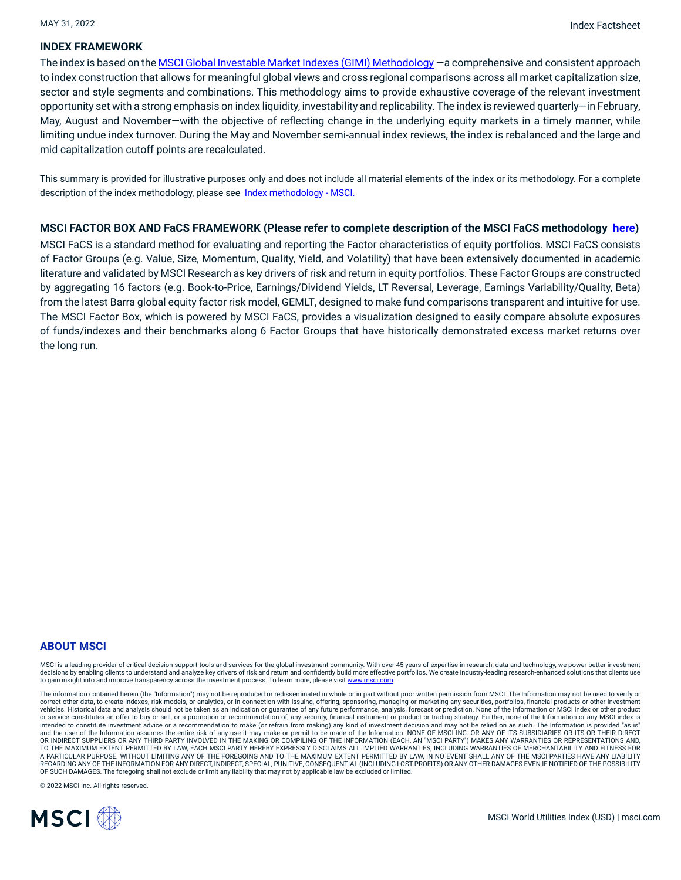## INDEX FRAMEWORK

The index is based on the MSCI Global Investable Market Indexes (GIMI) Methodology —a comprehensive and consistent approach to index construction that allows for meaningful global views and cross regional comparisons across all market capitalization size, sector and style segments and combinations. This methodology aims to provide exhaustive coverage of the relevant investment opportunity set with a strong emphasis on index liquidity, investability and replicability. The index is reviewed quarterly—in February, May, August and November—with the objective of reflecting change in the underlying equity markets in a timely manner, while limiting undue index turnover. During the May and November semi-annual index reviews, the index is rebalanced and the large and mid capitalization cutoff points are recalculated.

This summary is provided for illustrative purposes only and does not include all material elements of the index or its methodology. For a complete description of the index methodology, please see Index methodology - MSCI.

## MSCI FACTOR BOX AND FaCS FRAMEWORK (Please refer to complete description of the MSCI FaCS methodology here)

MSCI FaCS is a standard method for evaluating and reporting the Factor characteristics of equity portfolios. MSCI FaCS consists of Factor Groups (e.g. Value, Size, Momentum, Quality, Yield, and Volatility) that have been extensively documented in academic literature and validated by MSCI Research as key drivers of risk and return in equity portfolios. These Factor Groups are constructed by aggregating 16 factors (e.g. Book-to-Price, Earnings/Dividend Yields, LT Reversal, Leverage, Earnings Variability/Quality, Beta) from the latest Barra global equity factor risk model, GEMLT, designed to make fund comparisons transparent and intuitive for use. The MSCI Factor Box, which is powered by MSCI FaCS, provides a visualization designed to easily compare absolute exposures of funds/indexes and their benchmarks along 6 Factor Groups that have historically demonstrated excess market returns over the long run.

## ABOUT MSCI

MSCI is a leading provider of critical decision support tools and services for the global investment community. With over 45 years of expertise in research, data and technology, we power better investment decisions by enabling clients to understand and analyze key drivers of risk and return and confidently build more effective portfolios. We create industry-leading research-enhanced solutions that clients use to gain insight into and improve transparency across the investment process. To learn more, please visit www.msci.com.

The information contained herein (the "Information") may not be reproduced or redisseminated in whole or in part without prior written permission from MSCI. The Information may not be used to verify or correct other data, to create indexes, risk models, or analytics, or in connection with issuing, offering, sponsoring, managing or marketing any securities, portfolios, financial products or other investment vehicles. Historical data and analysis should not be taken as an indication or guarantee of any future performance, analysis, forecast or prediction. None of the Information or MSCI index or other product or service constitutes an offer to buy or sell, or a promotion or recommendation of, any security, financial instrument or product or trading strategy. Further, none of the Information or any MSCI index is intended to constitute investment advice or a recommendation to make (or refrain from making) any kind of investment decision and may not be relied on as such. The Information is provided "as is" and the user of the Information assumes the entire risk of any use it may make or permit to be made of the Information. NONE OF MSCI INC. OR ANY OF ITS SUBSIDIARIES OR ITS OR THEIR DIRECT OR INDIRECT SUPPLIERS OR ANY THIRD PARTY INVOLVED IN THE MAKING OR COMPILING OF THE INFORMATION (EACH, AN "MSCI PARTY") MAKES ANY WARRANTIES OR REPRESENTATIONS AND, TO THE MAXIMUM EXTENT PERMITTED BY LAW, EACH MSCI PARTY HEREBY EXPRESSLY DISCLAIMS ALL IMPLIED WARRANTIES, INCLUDING WARRANTIES OF MERCHANTABILITY AND FITNESS FOR A PARTICULAR PURPOSE. WITHOUT LIMITING ANY OF THE FOREGOING AND TO THE MAXIMUM EXTENT PERMITTED BY LAW, IN NO EVENT SHALL ANY OF THE MSCI PARTIES HAVE ANY LIABILITY REGARDING ANY OF THE INFORMATION FOR ANY DIRECT, INDIRECT, SPECIAL, PUNITIVE, CONSEQUENTIAL (INCLUDING LOST PROFITS) OR ANY OTHER DAMAGES EVEN IF NOTIFIED OF THE POSSIBILITY OF SUCH DAMAGES. The foregoing shall not exclude or limit any liability that may not by applicable law be excluded or limited.

© 2022 MSCI Inc. All rights reserved.